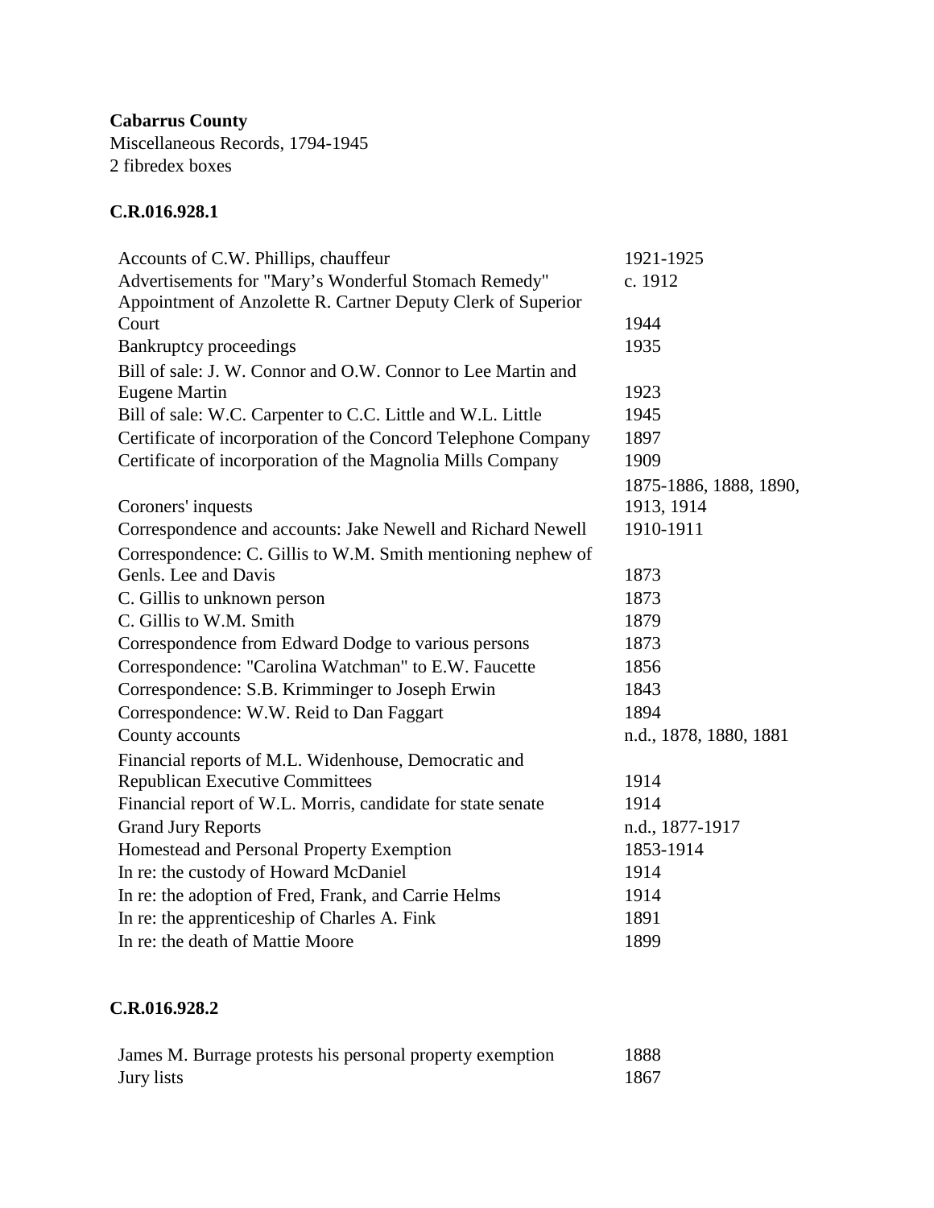**Cabarrus County**
Miscellaneous Records, 1794-1945
2 fibredex boxes

**C.R.016.928.1**

| | |
|---|---|
| Accounts of C.W. Phillips, chauffeur | 1921-1925 |
| Advertisements for "Mary's Wonderful Stomach Remedy" | c. 1912 |
| Appointment of Anzolette R. Cartner Deputy Clerk of Superior Court | 1944 |
| Bankruptcy proceedings | 1935 |
| Bill of sale: J. W. Connor and O.W. Connor to Lee Martin and Eugene Martin | 1923 |
| Bill of sale: W.C. Carpenter to C.C. Little and W.L. Little | 1945 |
| Certificate of incorporation of the Concord Telephone Company | 1897 |
| Certificate of incorporation of the Magnolia Mills Company | 1909 |
| Coroners' inquests | 1875-1886, 1888, 1890, 1913, 1914 |
| Correspondence and accounts: Jake Newell and Richard Newell | 1910-1911 |
| Correspondence: C. Gillis to W.M. Smith mentioning nephew of Genls. Lee and Davis | 1873 |
| C. Gillis to unknown person | 1873 |
| C. Gillis to W.M. Smith | 1879 |
| Correspondence from Edward Dodge to various persons | 1873 |
| Correspondence: "Carolina Watchman" to E.W. Faucette | 1856 |
| Correspondence: S.B. Krimminger to Joseph Erwin | 1843 |
| Correspondence: W.W. Reid to Dan Faggart | 1894 |
| County accounts | n.d., 1878, 1880, 1881 |
| Financial reports of M.L. Widenhouse, Democratic and Republican Executive Committees | 1914 |
| Financial report of W.L. Morris, candidate for state senate | 1914 |
| Grand Jury Reports | n.d., 1877-1917 |
| Homestead and Personal Property Exemption | 1853-1914 |
| In re: the custody of Howard McDaniel | 1914 |
| In re: the adoption of Fred, Frank, and Carrie Helms | 1914 |
| In re: the apprenticeship of Charles A. Fink | 1891 |
| In re: the death of Mattie Moore | 1899 |

**C.R.016.928.2**

| | |
|---|---|
| James M. Burrage protests his personal property exemption | 1888 |
| Jury lists | 1867 |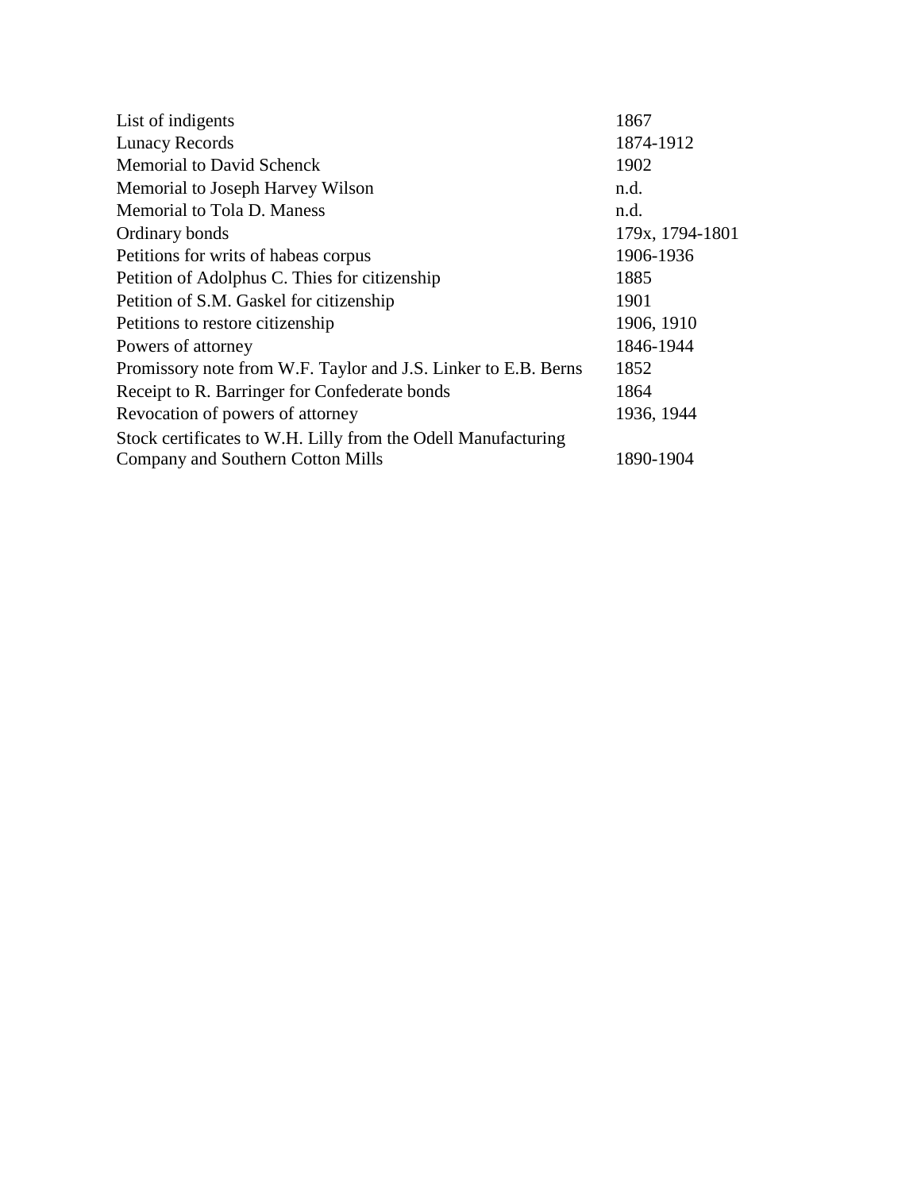| | |
|---|---|
| List of indigents | 1867 |
| Lunacy Records | 1874-1912 |
| Memorial to David Schenck | 1902 |
| Memorial to Joseph Harvey Wilson | n.d. |
| Memorial to Tola D. Maness | n.d. |
| Ordinary bonds | 179x, 1794-1801 |
| Petitions for writs of habeas corpus | 1906-1936 |
| Petition of Adolphus C. Thies for citizenship | 1885 |
| Petition of S.M. Gaskel for citizenship | 1901 |
| Petitions to restore citizenship | 1906, 1910 |
| Powers of attorney | 1846-1944 |
| Promissory note from W.F. Taylor and J.S. Linker to E.B. Berns | 1852 |
| Receipt to R. Barringer for Confederate bonds | 1864 |
| Revocation of powers of attorney | 1936, 1944 |
| Stock certificates to W.H. Lilly from the Odell Manufacturing Company and Southern Cotton Mills | 1890-1904 |